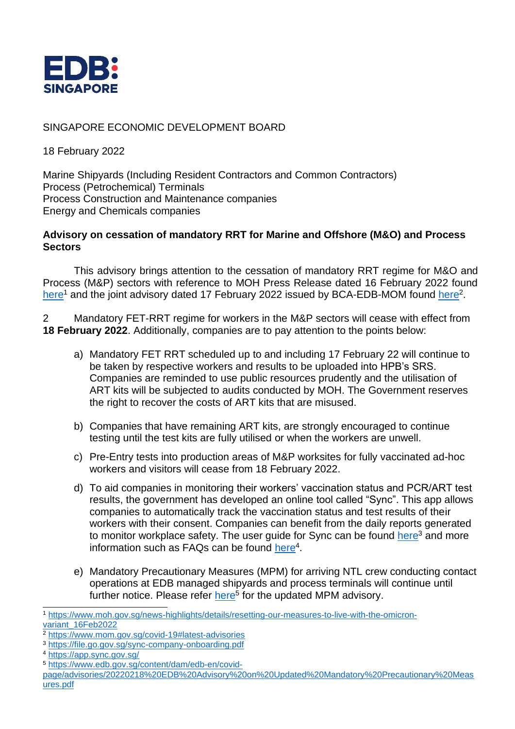EDB SINGAPORE

SINGAPORE ECONOMIC DEVELOPMENT BOARD

18 February 2022

Marine Shipyards (Including Resident Contractors and Common Contractors)
Process (Petrochemical) Terminals
Process Construction and Maintenance companies
Energy and Chemicals companies

**Advisory on cessation of mandatory RRT for Marine and Offshore (M&O) and Process Sectors**

This advisory brings attention to the cessation of mandatory RRT regime for M&O and Process (M&P) sectors with reference to MOH Press Release dated 16 February 2022 found here[1] and the joint advisory dated 17 February 2022 issued by BCA-EDB-MOM found here[2].

2 Mandatory FET-RRT regime for workers in the M&P sectors will cease with effect from **18 February 2022**. Additionally, companies are to pay attention to the points below:

a) Mandatory FET RRT scheduled up to and including 17 February 22 will continue to be taken by respective workers and results to be uploaded into HPB's SRS. Companies are reminded to use public resources prudently and the utilisation of ART kits will be subjected to audits conducted by MOH. The Government reserves the right to recover the costs of ART kits that are misused.

b) Companies that have remaining ART kits, are strongly encouraged to continue testing until the test kits are fully utilised or when the workers are unwell.

c) Pre-Entry tests into production areas of M&P worksites for fully vaccinated ad-hoc workers and visitors will cease from 18 February 2022.

d) To aid companies in monitoring their workers' vaccination status and PCR/ART test results, the government has developed an online tool called "Sync". This app allows companies to automatically track the vaccination status and test results of their workers with their consent. Companies can benefit from the daily reports generated to monitor workplace safety. The user guide for Sync can be found here[3] and more information such as FAQs can be found here[4].

e) Mandatory Precautionary Measures (MPM) for arriving NTL crew conducting contact operations at EDB managed shipyards and process terminals will continue until further notice. Please refer here[5] for the updated MPM advisory.

---

[1] https://www.moh.gov.sg/news-highlights/details/resetting-our-measures-to-live-with-the-omicron-variant_16Feb2022

[2] https://www.mom.gov.sg/covid-19#latest-advisories

[3] https://file.go.gov.sg/sync-company-onboarding.pdf

[4] https://app.sync.gov.sg/

[5] https://www.edb.gov.sg/content/dam/edb-en/covid-page/advisories/20220218%20EDB%20Advisory%20on%20Updated%20Mandatory%20Precautionary%20Measures.pdf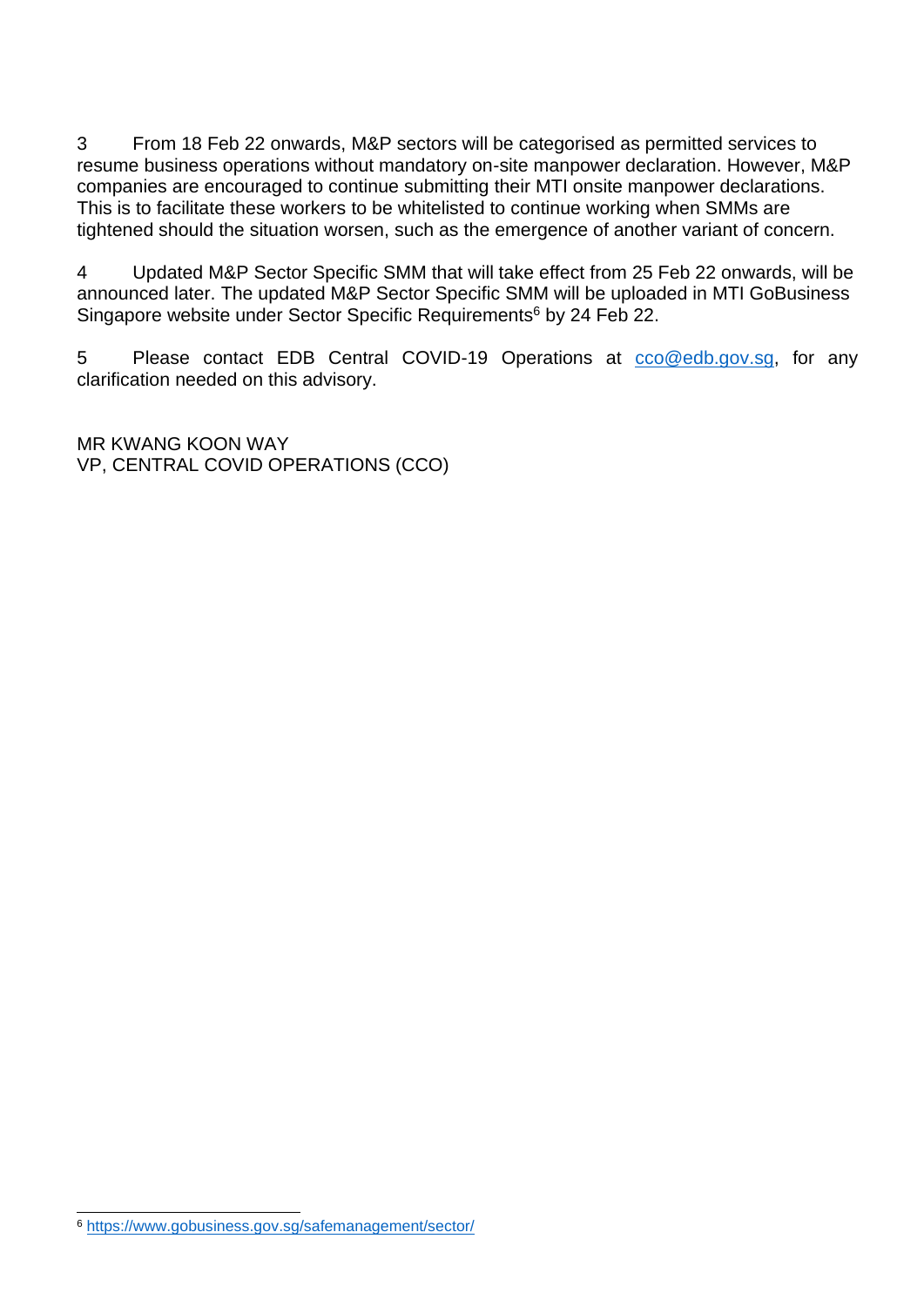3 From 18 Feb 22 onwards, M&P sectors will be categorised as permitted services to resume business operations without mandatory on-site manpower declaration. However, M&P companies are encouraged to continue submitting their MTI onsite manpower declarations. This is to facilitate these workers to be whitelisted to continue working when SMMs are tightened should the situation worsen, such as the emergence of another variant of concern.

4 Updated M&P Sector Specific SMM that will take effect from 25 Feb 22 onwards, will be announced later. The updated M&P Sector Specific SMM will be uploaded in MTI GoBusiness Singapore website under Sector Specific Requirements[6] by 24 Feb 22.

5 Please contact EDB Central COVID-19 Operations at cco@edb.gov.sg, for any clarification needed on this advisory.

MR KWANG KOON WAY
VP, CENTRAL COVID OPERATIONS (CCO)

---

[6] https://www.gobusiness.gov.sg/safemanagement/sector/